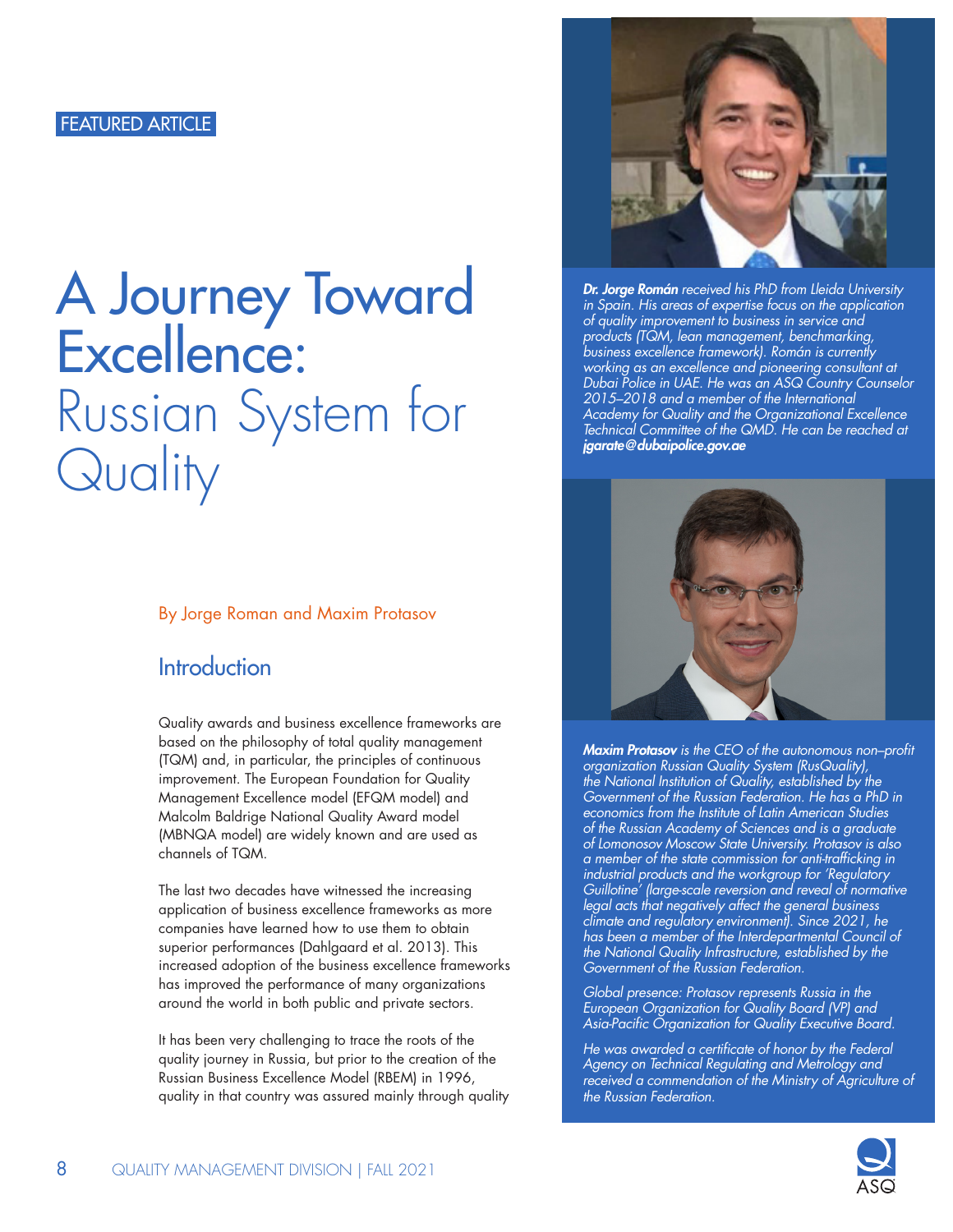FEATURED ARTICLE

# A Journey Toward Excellence: Russian System for Quality

By Jorge Roman and Maxim Protasov

## Introduction

Quality awards and business excellence frameworks are based on the philosophy of total quality management (TQM) and, in particular, the principles of continuous improvement. The European Foundation for Quality Management Excellence model (EFQM model) and Malcolm Baldrige National Quality Award model (MBNQA model) are widely known and are used as channels of TQM.

The last two decades have witnessed the increasing application of business excellence frameworks as more companies have learned how to use them to obtain superior performances (Dahlgaard et al. 2013). This increased adoption of the business excellence frameworks has improved the performance of many organizations around the world in both public and private sectors.

It has been very challenging to trace the roots of the quality journey in Russia, but prior to the creation of the Russian Business Excellence Model (RBEM) in 1996, quality in that country was assured mainly through quality

***Dr. Jorge Román*** *received his PhD from Lleida University in Spain. His areas of expertise focus on the application of quality improvement to business in service and products (TQM, lean management, benchmarking, business excellence framework). Román is currently working as an excellence and pioneering consultant at Dubai Police in UAE. He was an ASQ Country Counselor 2015–2018 and a member of the International Academy for Quality and the Organizational Excellence Technical Committee of the QMD. He can be reached at* ***jgarate@dubaipolice.gov.ae***

***Maxim Protasov*** *is the CEO of the autonomous non–profit organization Russian Quality System (RusQuality), the National Institution of Quality, established by the Government of the Russian Federation. He has a PhD in economics from the Institute of Latin American Studies of the Russian Academy of Sciences and is a graduate of Lomonosov Moscow State University. Protasov is also a member of the state commission for anti-trafficking in industrial products and the workgroup for 'Regulatory Guillotine' (large-scale reversion and reveal of normative legal acts that negatively affect the general business climate and regulatory environment). Since 2021, he has been a member of the Interdepartmental Council of the National Quality Infrastructure, established by the Government of the Russian Federation.*

*Global presence: Protasov represents Russia in the European Organization for Quality Board (VP) and Asia-Pacific Organization for Quality Executive Board.*

*He was awarded a certificate of honor by the Federal Agency on Technical Regulating and Metrology and received a commendation of the Ministry of Agriculture of the Russian Federation.*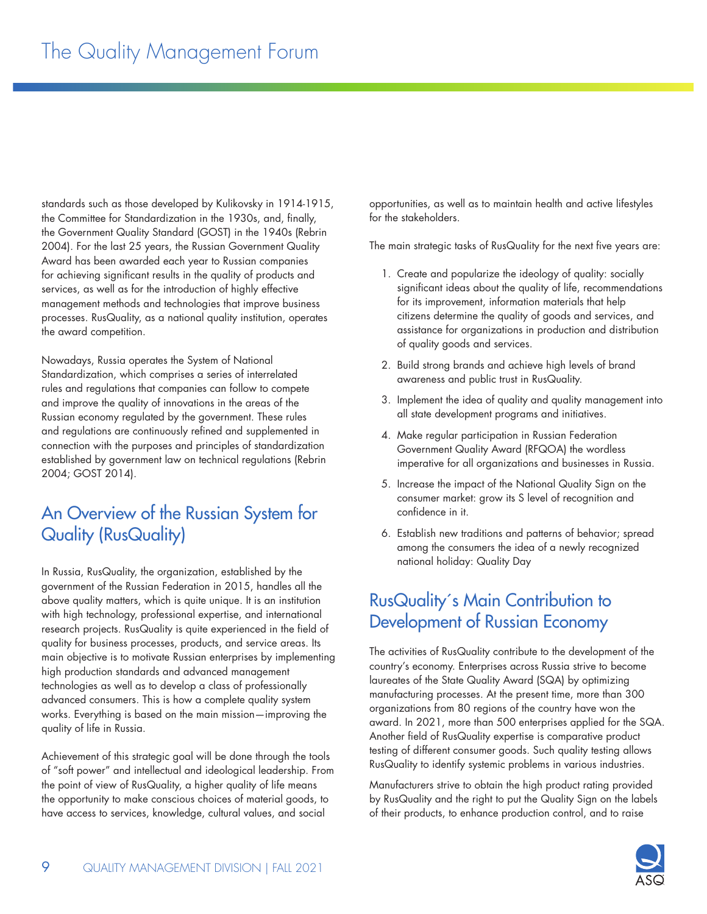standards such as those developed by Kulikovsky in 1914-1915, the Committee for Standardization in the 1930s, and, finally, the Government Quality Standard (GOST) in the 1940s (Rebrin 2004). For the last 25 years, the Russian Government Quality Award has been awarded each year to Russian companies for achieving significant results in the quality of products and services, as well as for the introduction of highly effective management methods and technologies that improve business processes. RusQuality, as a national quality institution, operates the award competition.

Nowadays, Russia operates the System of National Standardization, which comprises a series of interrelated rules and regulations that companies can follow to compete and improve the quality of innovations in the areas of the Russian economy regulated by the government. These rules and regulations are continuously refined and supplemented in connection with the purposes and principles of standardization established by government law on technical regulations (Rebrin 2004; GOST 2014).

## An Overview of the Russian System for Quality (RusQuality)

In Russia, RusQuality, the organization, established by the government of the Russian Federation in 2015, handles all the above quality matters, which is quite unique. It is an institution with high technology, professional expertise, and international research projects. RusQuality is quite experienced in the field of quality for business processes, products, and service areas. Its main objective is to motivate Russian enterprises by implementing high production standards and advanced management technologies as well as to develop a class of professionally advanced consumers. This is how a complete quality system works. Everything is based on the main mission—improving the quality of life in Russia.

Achievement of this strategic goal will be done through the tools of "soft power" and intellectual and ideological leadership. From the point of view of RusQuality, a higher quality of life means the opportunity to make conscious choices of material goods, to have access to services, knowledge, cultural values, and social opportunities, as well as to maintain health and active lifestyles for the stakeholders.

The main strategic tasks of RusQuality for the next five years are:

1. Create and popularize the ideology of quality: socially significant ideas about the quality of life, recommendations for its improvement, information materials that help citizens determine the quality of goods and services, and assistance for organizations in production and distribution of quality goods and services.
2. Build strong brands and achieve high levels of brand awareness and public trust in RusQuality.
3. Implement the idea of quality and quality management into all state development programs and initiatives.
4. Make regular participation in Russian Federation Government Quality Award (RFQOA) the wordless imperative for all organizations and businesses in Russia.
5. Increase the impact of the National Quality Sign on the consumer market: grow its S level of recognition and confidence in it.
6. Establish new traditions and patterns of behavior; spread among the consumers the idea of a newly recognized national holiday: Quality Day

## RusQuality´s Main Contribution to Development of Russian Economy

The activities of RusQuality contribute to the development of the country's economy. Enterprises across Russia strive to become laureates of the State Quality Award (SQA) by optimizing manufacturing processes. At the present time, more than 300 organizations from 80 regions of the country have won the award. In 2021, more than 500 enterprises applied for the SQA. Another field of RusQuality expertise is comparative product testing of different consumer goods. Such quality testing allows RusQuality to identify systemic problems in various industries.

Manufacturers strive to obtain the high product rating provided by RusQuality and the right to put the Quality Sign on the labels of their products, to enhance production control, and to raise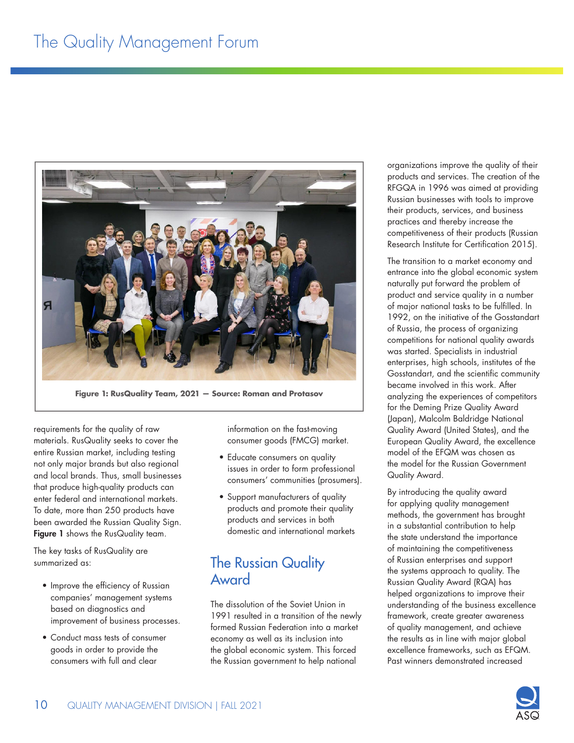Figure 1: RusQuality Team, 2021 — Source: Roman and Protasov

requirements for the quality of raw materials. RusQuality seeks to cover the entire Russian market, including testing not only major brands but also regional and local brands. Thus, small businesses that produce high-quality products can enter federal and international markets. To date, more than 250 products have been awarded the Russian Quality Sign. **Figure 1** shows the RusQuality team.

The key tasks of RusQuality are summarized as:

- Improve the efficiency of Russian companies' management systems based on diagnostics and improvement of business processes.
- Conduct mass tests of consumer goods in order to provide the consumers with full and clear information on the fast-moving consumer goods (FMCG) market.
- Educate consumers on quality issues in order to form professional consumers' communities (prosumers).
- Support manufacturers of quality products and promote their quality products and services in both domestic and international markets

## The Russian Quality Award

The dissolution of the Soviet Union in 1991 resulted in a transition of the newly formed Russian Federation into a market economy as well as its inclusion into the global economic system. This forced the Russian government to help national organizations improve the quality of their products and services. The creation of the RFGQA in 1996 was aimed at providing Russian businesses with tools to improve their products, services, and business practices and thereby increase the competitiveness of their products (Russian Research Institute for Certification 2015).

The transition to a market economy and entrance into the global economic system naturally put forward the problem of product and service quality in a number of major national tasks to be fulfilled. In 1992, on the initiative of the Gosstandart of Russia, the process of organizing competitions for national quality awards was started. Specialists in industrial enterprises, high schools, institutes of the Gosstandart, and the scientific community became involved in this work. After analyzing the experiences of competitors for the Deming Prize Quality Award (Japan), Malcolm Baldrige National Quality Award (United States), and the European Quality Award, the excellence model of the EFQM was chosen as the model for the Russian Government Quality Award.

By introducing the quality award for applying quality management methods, the government has brought in a substantial contribution to help the state understand the importance of maintaining the competitiveness of Russian enterprises and support the systems approach to quality. The Russian Quality Award (RQA) has helped organizations to improve their understanding of the business excellence framework, create greater awareness of quality management, and achieve the results as in line with major global excellence frameworks, such as EFQM. Past winners demonstrated increased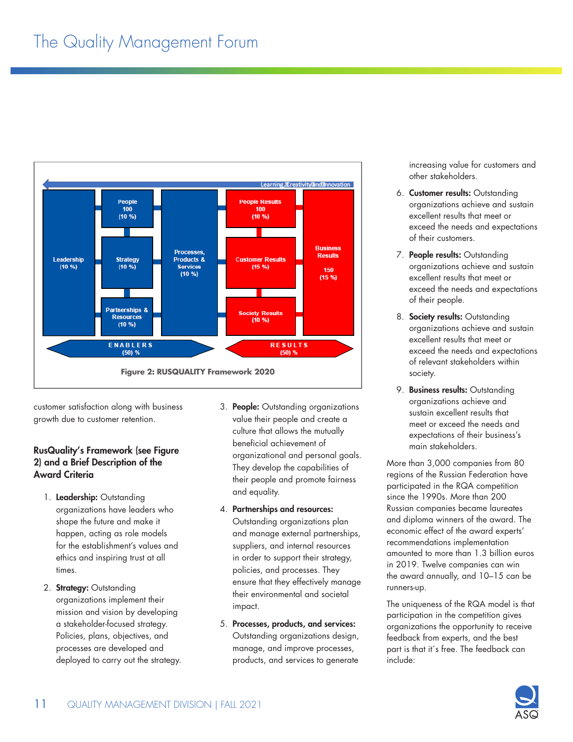Learning, Creativity and Innovation

| | | | | |
|---|---|---|---|---|
| Leadership (10 %) | People 100 (10 %) | Processes, Products & Services (10 %) | People Results 100 (10 %) | Business Results 150 (15 %) |
| | Strategy (10 %) | | Customer Results (15 %) | |
| | Partnerships & Resources (10 %) | | Society Results (10 %) | |

ENABLERS (50) % — RESULTS (50) %

**Figure 2: RUSQUALITY Framework 2020**

customer satisfaction along with business growth due to customer retention.

### RusQuality's Framework (see Figure 2) and a Brief Description of the Award Criteria

1. **Leadership:** Outstanding organizations have leaders who shape the future and make it happen, acting as role models for the establishment's values and ethics and inspiring trust at all times.
2. **Strategy:** Outstanding organizations implement their mission and vision by developing a stakeholder-focused strategy. Policies, plans, objectives, and processes are developed and deployed to carry out the strategy.
3. **People:** Outstanding organizations value their people and create a culture that allows the mutually beneficial achievement of organizational and personal goals. They develop the capabilities of their people and promote fairness and equality.
4. **Partnerships and resources:** Outstanding organizations plan and manage external partnerships, suppliers, and internal resources in order to support their strategy, policies, and processes. They ensure that they effectively manage their environmental and societal impact.
5. **Processes, products, and services:** Outstanding organizations design, manage, and improve processes, products, and services to generate increasing value for customers and other stakeholders.
6. **Customer results:** Outstanding organizations achieve and sustain excellent results that meet or exceed the needs and expectations of their customers.
7. **People results:** Outstanding organizations achieve and sustain excellent results that meet or exceed the needs and expectations of their people.
8. **Society results:** Outstanding organizations achieve and sustain excellent results that meet or exceed the needs and expectations of relevant stakeholders within society.
9. **Business results:** Outstanding organizations achieve and sustain excellent results that meet or exceed the needs and expectations of their business's main stakeholders.

More than 3,000 companies from 80 regions of the Russian Federation have participated in the RQA competition since the 1990s. More than 200 Russian companies became laureates and diploma winners of the award. The economic effect of the award experts' recommendations implementation amounted to more than 1.3 billion euros in 2019. Twelve companies can win the award annually, and 10–15 can be runners-up.

The uniqueness of the RQA model is that participation in the competition gives organizations the opportunity to receive feedback from experts, and the best part is that it's free. The feedback can include: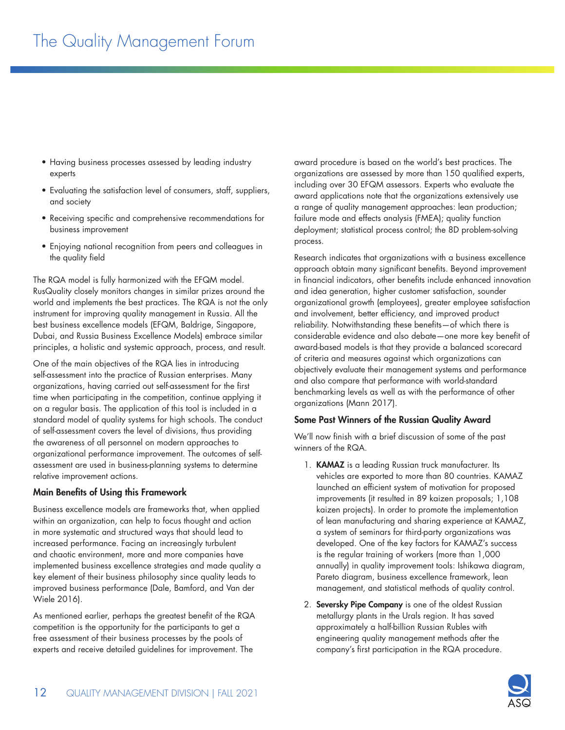- Having business processes assessed by leading industry experts
- Evaluating the satisfaction level of consumers, staff, suppliers, and society
- Receiving specific and comprehensive recommendations for business improvement
- Enjoying national recognition from peers and colleagues in the quality field

The RQA model is fully harmonized with the EFQM model. RusQuality closely monitors changes in similar prizes around the world and implements the best practices. The RQA is not the only instrument for improving quality management in Russia. All the best business excellence models (EFQM, Baldrige, Singapore, Dubai, and Russia Business Excellence Models) embrace similar principles, a holistic and systemic approach, process, and result.

One of the main objectives of the RQA lies in introducing self-assessment into the practice of Russian enterprises. Many organizations, having carried out self-assessment for the first time when participating in the competition, continue applying it on a regular basis. The application of this tool is included in a standard model of quality systems for high schools. The conduct of self-assessment covers the level of divisions, thus providing the awareness of all personnel on modern approaches to organizational performance improvement. The outcomes of self-assessment are used in business-planning systems to determine relative improvement actions.

### Main Benefits of Using this Framework

Business excellence models are frameworks that, when applied within an organization, can help to focus thought and action in more systematic and structured ways that should lead to increased performance. Facing an increasingly turbulent and chaotic environment, more and more companies have implemented business excellence strategies and made quality a key element of their business philosophy since quality leads to improved business performance (Dale, Bamford, and Van der Wiele 2016).

As mentioned earlier, perhaps the greatest benefit of the RQA competition is the opportunity for the participants to get a free assessment of their business processes by the pools of experts and receive detailed guidelines for improvement. The award procedure is based on the world's best practices. The organizations are assessed by more than 150 qualified experts, including over 30 EFQM assessors. Experts who evaluate the award applications note that the organizations extensively use a range of quality management approaches: lean production; failure mode and effects analysis (FMEA); quality function deployment; statistical process control; the 8D problem-solving process.

Research indicates that organizations with a business excellence approach obtain many significant benefits. Beyond improvement in financial indicators, other benefits include enhanced innovation and idea generation, higher customer satisfaction, sounder organizational growth (employees), greater employee satisfaction and involvement, better efficiency, and improved product reliability. Notwithstanding these benefits—of which there is considerable evidence and also debate—one more key benefit of award-based models is that they provide a balanced scorecard of criteria and measures against which organizations can objectively evaluate their management systems and performance and also compare that performance with world-standard benchmarking levels as well as with the performance of other organizations (Mann 2017).

### Some Past Winners of the Russian Quality Award

We'll now finish with a brief discussion of some of the past winners of the RQA.

1. **KAMAZ** is a leading Russian truck manufacturer. Its vehicles are exported to more than 80 countries. KAMAZ launched an efficient system of motivation for proposed improvements (it resulted in 89 kaizen proposals; 1,108 kaizen projects). In order to promote the implementation of lean manufacturing and sharing experience at KAMAZ, a system of seminars for third-party organizations was developed. One of the key factors for KAMAZ's success is the regular training of workers (more than 1,000 annually) in quality improvement tools: Ishikawa diagram, Pareto diagram, business excellence framework, lean management, and statistical methods of quality control.
2. **Seversky Pipe Company** is one of the oldest Russian metallurgy plants in the Urals region. It has saved approximately a half-billion Russian Rubles with engineering quality management methods after the company's first participation in the RQA procedure.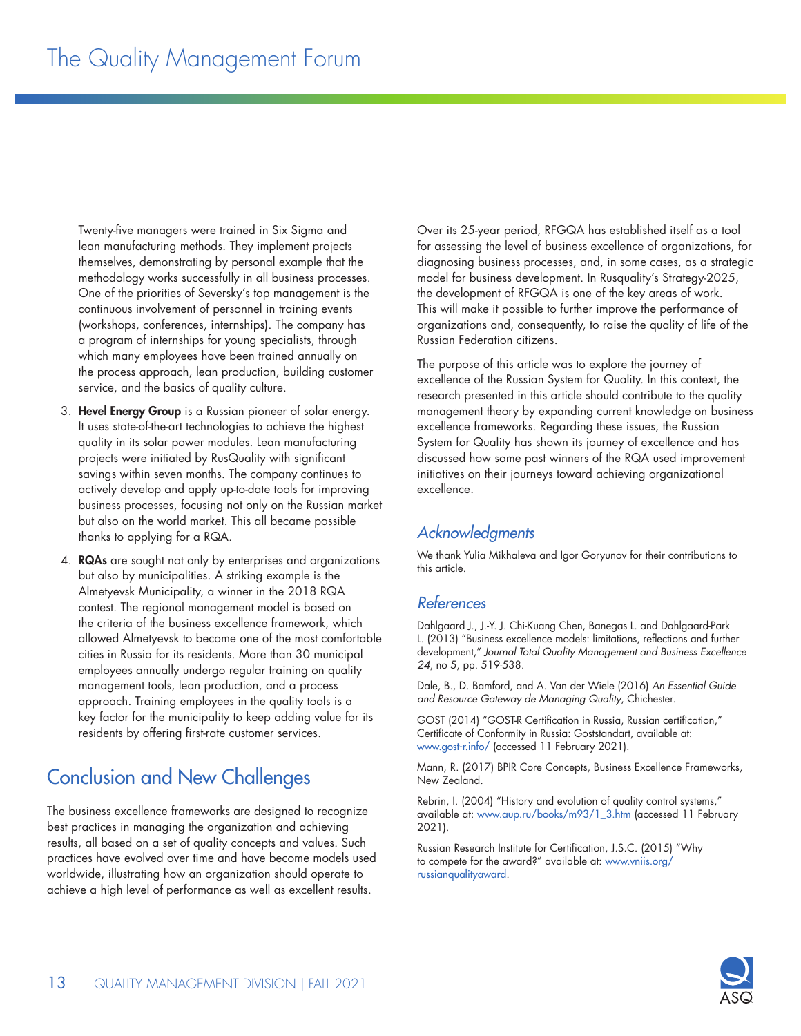Twenty-five managers were trained in Six Sigma and lean manufacturing methods. They implement projects themselves, demonstrating by personal example that the methodology works successfully in all business processes. One of the priorities of Seversky's top management is the continuous involvement of personnel in training events (workshops, conferences, internships). The company has a program of internships for young specialists, through which many employees have been trained annually on the process approach, lean production, building customer service, and the basics of quality culture.

3. **Hevel Energy Group** is a Russian pioneer of solar energy. It uses state-of-the-art technologies to achieve the highest quality in its solar power modules. Lean manufacturing projects were initiated by RusQuality with significant savings within seven months. The company continues to actively develop and apply up-to-date tools for improving business processes, focusing not only on the Russian market but also on the world market. This all became possible thanks to applying for a RQA.

4. **RQAs** are sought not only by enterprises and organizations but also by municipalities. A striking example is the Almetyevsk Municipality, a winner in the 2018 RQA contest. The regional management model is based on the criteria of the business excellence framework, which allowed Almetyevsk to become one of the most comfortable cities in Russia for its residents. More than 30 municipal employees annually undergo regular training on quality management tools, lean production, and a process approach. Training employees in the quality tools is a key factor for the municipality to keep adding value for its residents by offering first-rate customer services.

## Conclusion and New Challenges

The business excellence frameworks are designed to recognize best practices in managing the organization and achieving results, all based on a set of quality concepts and values. Such practices have evolved over time and have become models used worldwide, illustrating how an organization should operate to achieve a high level of performance as well as excellent results.

Over its 25-year period, RFGQA has established itself as a tool for assessing the level of business excellence of organizations, for diagnosing business processes, and, in some cases, as a strategic model for business development. In Rusquality's Strategy-2025, the development of RFGQA is one of the key areas of work. This will make it possible to further improve the performance of organizations and, consequently, to raise the quality of life of the Russian Federation citizens.

The purpose of this article was to explore the journey of excellence of the Russian System for Quality. In this context, the research presented in this article should contribute to the quality management theory by expanding current knowledge on business excellence frameworks. Regarding these issues, the Russian System for Quality has shown its journey of excellence and has discussed how some past winners of the RQA used improvement initiatives on their journeys toward achieving organizational excellence.

## *Acknowledgments*

We thank Yulia Mikhaleva and Igor Goryunov for their contributions to this article.

## *References*

Dahlgaard J., J.-Y. J. Chi-Kuang Chen, Banegas L. and Dahlgaard-Park L. (2013) "Business excellence models: limitations, reflections and further development," *Journal Total Quality Management and Business Excellence 24*, no 5, pp. 519-538.

Dale, B., D. Bamford, and A. Van der Wiele (2016) *An Essential Guide and Resource Gateway de Managing Quality*, Chichester.

GOST (2014) "GOST-R Certification in Russia, Russian certification," Certificate of Conformity in Russia: Goststandart, available at: www.gost-r.info/ (accessed 11 February 2021).

Mann, R. (2017) BPIR Core Concepts, Business Excellence Frameworks, New Zealand.

Rebrin, I. (2004) "History and evolution of quality control systems," available at: www.aup.ru/books/m93/1_3.htm (accessed 11 February 2021).

Russian Research Institute for Certification, J.S.C. (2015) "Why to compete for the award?" available at: www.vniis.org/russianqualityaward.